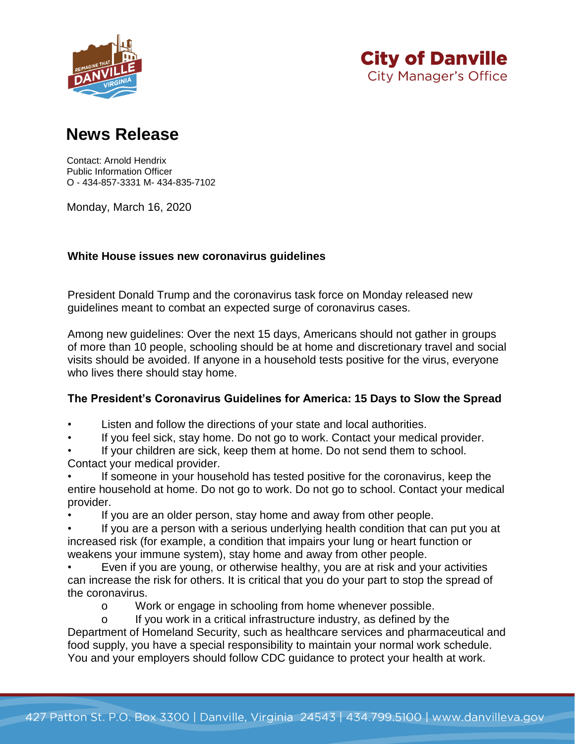City of Danville
City Manager's Office

# News Release

Contact: Arnold Hendrix
Public Information Officer
O - 434-857-3331 M- 434-835-7102

Monday, March 16, 2020

**White House issues new coronavirus guidelines**

President Donald Trump and the coronavirus task force on Monday released new guidelines meant to combat an expected surge of coronavirus cases.

Among new guidelines: Over the next 15 days, Americans should not gather in groups of more than 10 people, schooling should be at home and discretionary travel and social visits should be avoided. If anyone in a household tests positive for the virus, everyone who lives there should stay home.

**The President's Coronavirus Guidelines for America: 15 Days to Slow the Spread**

- Listen and follow the directions of your state and local authorities.
- If you feel sick, stay home. Do not go to work. Contact your medical provider.
- If your children are sick, keep them at home. Do not send them to school. Contact your medical provider.
- If someone in your household has tested positive for the coronavirus, keep the entire household at home. Do not go to work. Do not go to school. Contact your medical provider.
- If you are an older person, stay home and away from other people.
- If you are a person with a serious underlying health condition that can put you at increased risk (for example, a condition that impairs your lung or heart function or weakens your immune system), stay home and away from other people.
- Even if you are young, or otherwise healthy, you are at risk and your activities can increase the risk for others. It is critical that you do your part to stop the spread of the coronavirus.
  - Work or engage in schooling from home whenever possible.
  - If you work in a critical infrastructure industry, as defined by the Department of Homeland Security, such as healthcare services and pharmaceutical and food supply, you have a special responsibility to maintain your normal work schedule. You and your employers should follow CDC guidance to protect your health at work.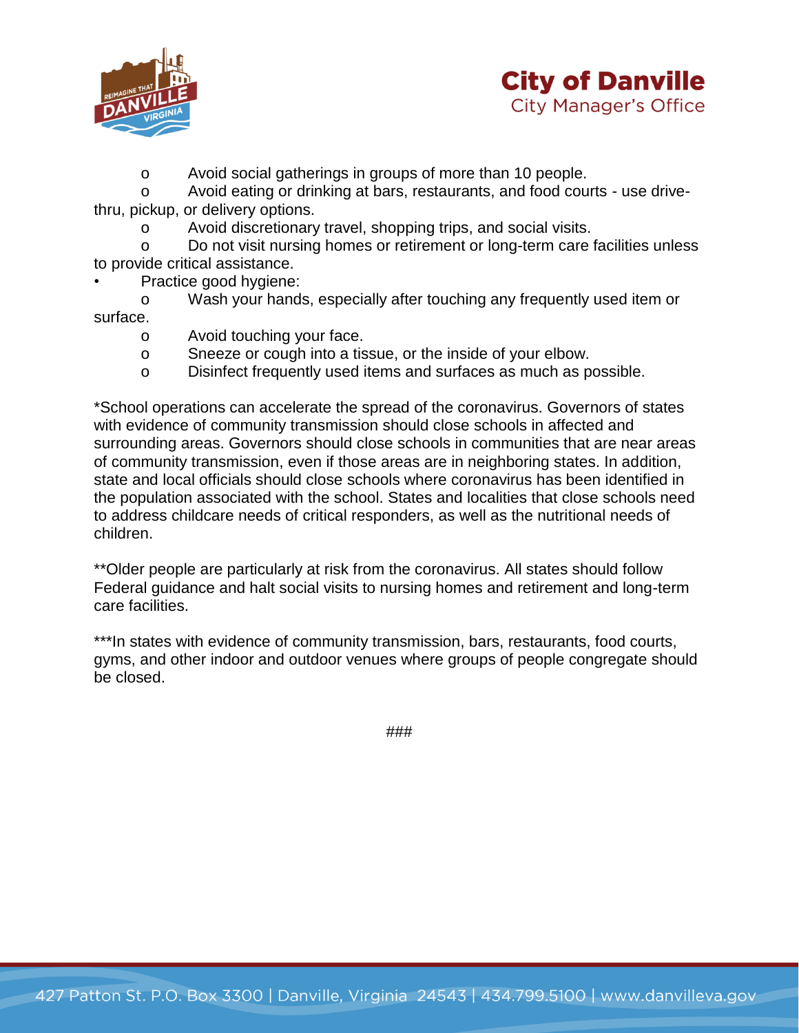- Avoid social gatherings in groups of more than 10 people.
  - Avoid eating or drinking at bars, restaurants, and food courts - use drive-thru, pickup, or delivery options.
  - Avoid discretionary travel, shopping trips, and social visits.
  - Do not visit nursing homes or retirement or long-term care facilities unless to provide critical assistance.

- Practice good hygiene:
  - Wash your hands, especially after touching any frequently used item or surface.
  - Avoid touching your face.
  - Sneeze or cough into a tissue, or the inside of your elbow.
  - Disinfect frequently used items and surfaces as much as possible.

*School operations can accelerate the spread of the coronavirus. Governors of states with evidence of community transmission should close schools in affected and surrounding areas. Governors should close schools in communities that are near areas of community transmission, even if those areas are in neighboring states. In addition, state and local officials should close schools where coronavirus has been identified in the population associated with the school. States and localities that close schools need to address childcare needs of critical responders, as well as the nutritional needs of children.

**Older people are particularly at risk from the coronavirus. All states should follow Federal guidance and halt social visits to nursing homes and retirement and long-term care facilities.

***In states with evidence of community transmission, bars, restaurants, food courts, gyms, and other indoor and outdoor venues where groups of people congregate should be closed.

###